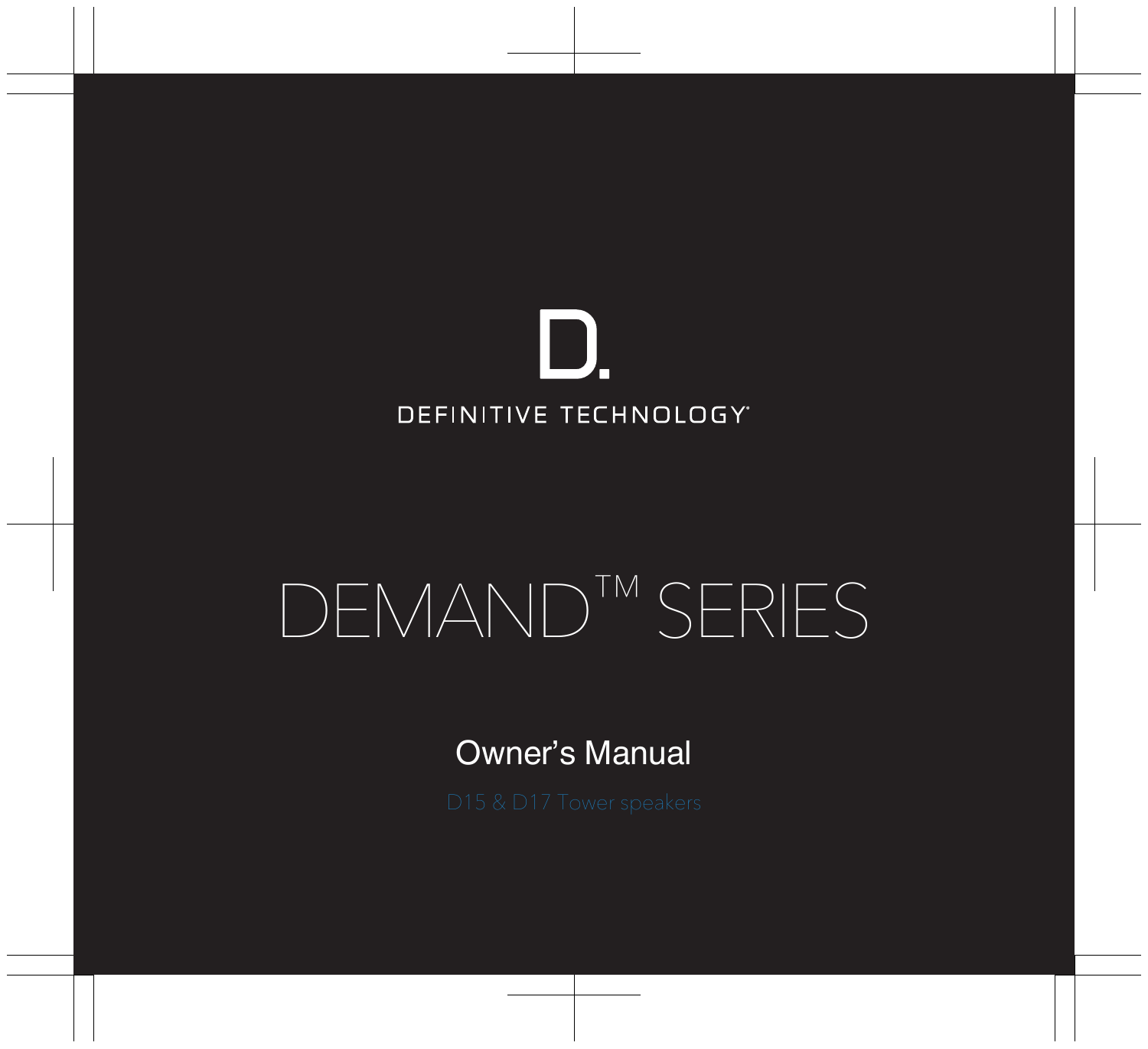D.

DEFINITIVE TECHNOLOGY®

# DEMAND™ SERIES

## Owner's Manual

D15 & D17 Tower speakers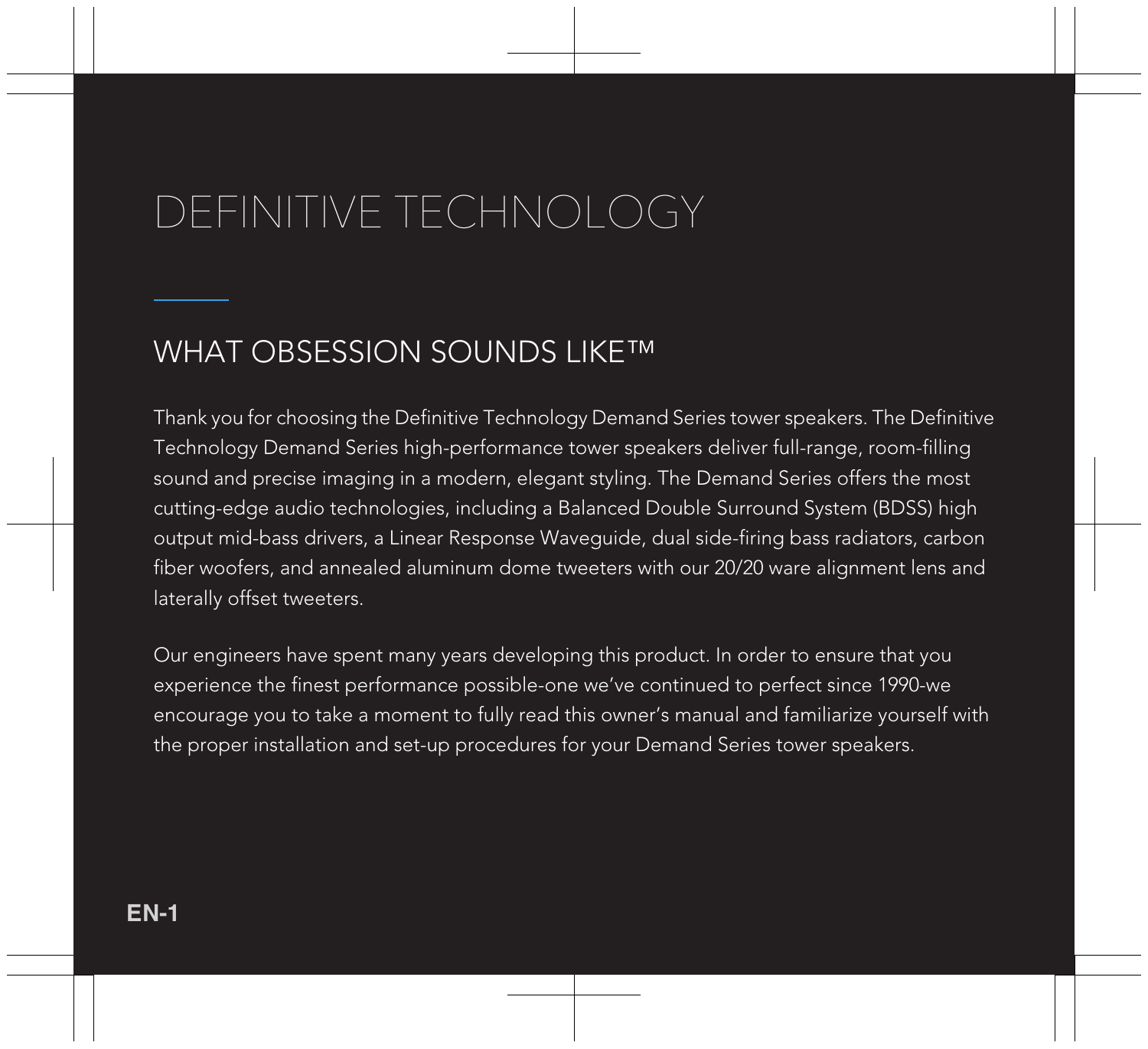# DEFINITIVE TECHNOLOGY

## WHAT OBSESSION SOUNDS LIKE™

Thank you for choosing the Definitive Technology Demand Series tower speakers. The Definitive Technology Demand Series high-performance tower speakers deliver full-range, room-filling sound and precise imaging in a modern, elegant styling. The Demand Series offers the most cutting-edge audio technologies, including a Balanced Double Surround System (BDSS) high output mid-bass drivers, a Linear Response Waveguide, dual side-firing bass radiators, carbon fiber woofers, and annealed aluminum dome tweeters with our 20/20 ware alignment lens and laterally offset tweeters.

Our engineers have spent many years developing this product. In order to ensure that you experience the finest performance possible-one we've continued to perfect since 1990-we encourage you to take a moment to fully read this owner's manual and familiarize yourself with the proper installation and set-up procedures for your Demand Series tower speakers.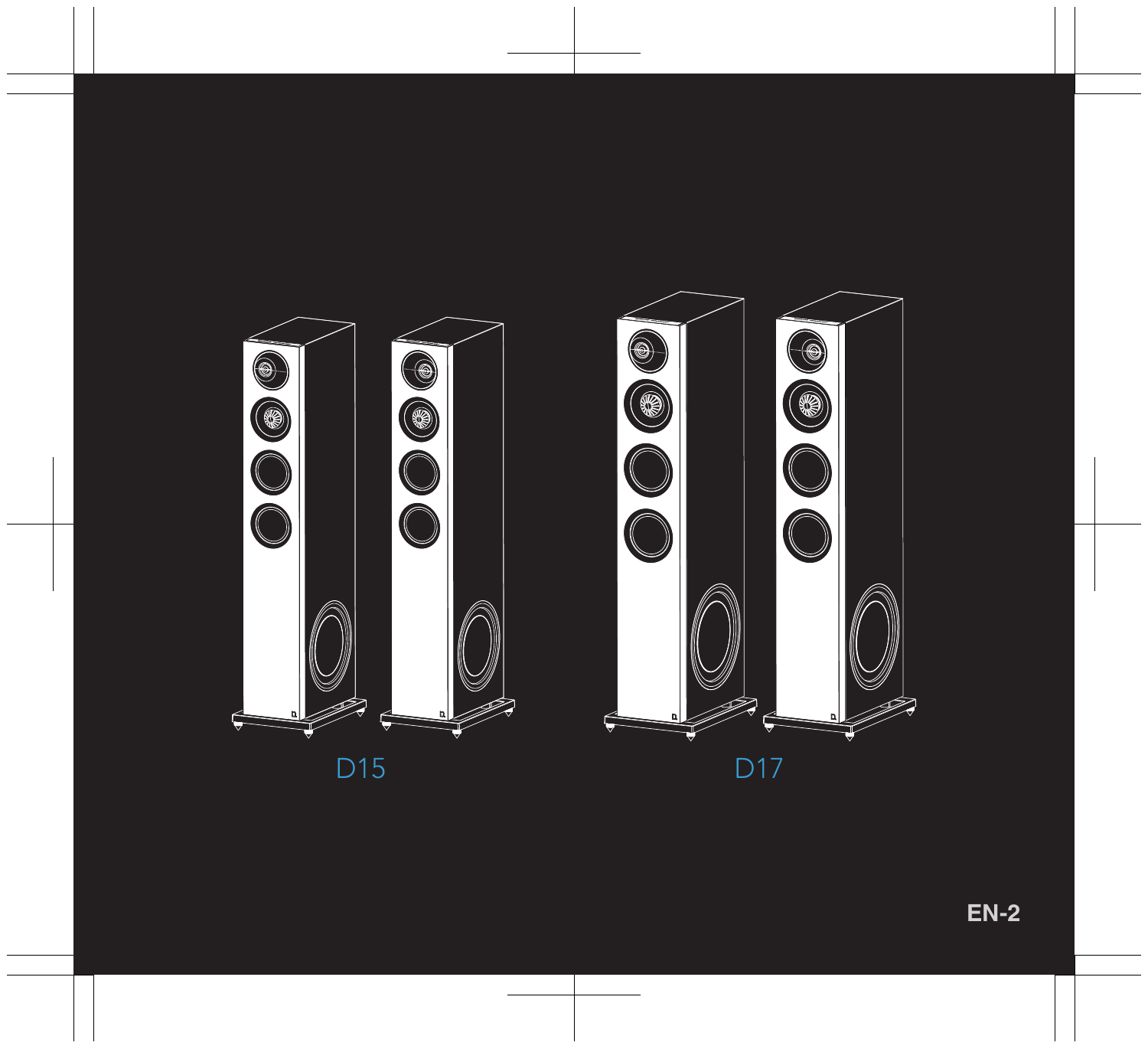D15

D17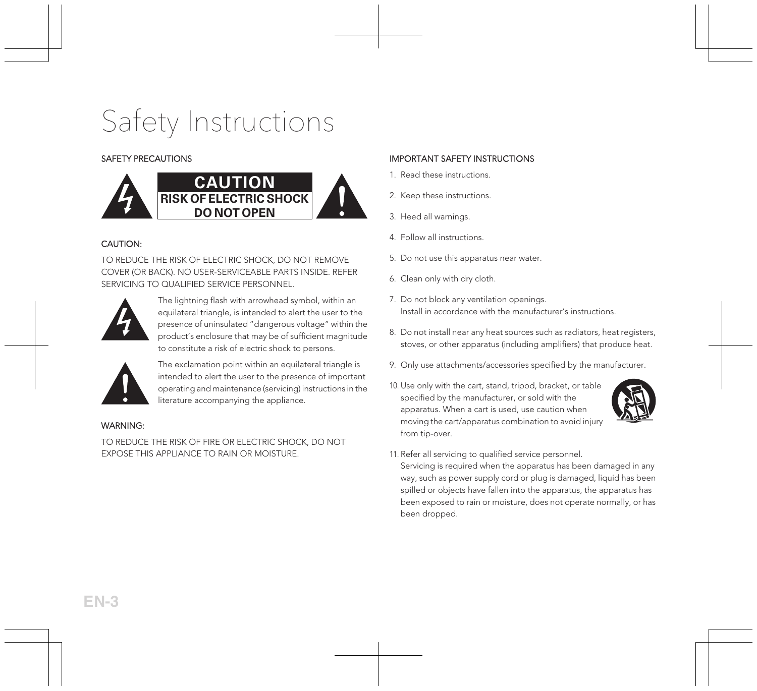# Safety Instructions

## SAFETY PRECAUTIONS

**CAUTION**
**RISK OF ELECTRIC SHOCK**
**DO NOT OPEN**

### CAUTION:

TO REDUCE THE RISK OF ELECTRIC SHOCK, DO NOT REMOVE COVER (OR BACK). NO USER-SERVICEABLE PARTS INSIDE. REFER SERVICING TO QUALIFIED SERVICE PERSONNEL.

The lightning flash with arrowhead symbol, within an equilateral triangle, is intended to alert the user to the presence of uninsulated "dangerous voltage" within the product's enclosure that may be of sufficient magnitude to constitute a risk of electric shock to persons.

The exclamation point within an equilateral triangle is intended to alert the user to the presence of important operating and maintenance (servicing) instructions in the literature accompanying the appliance.

### WARNING:

TO REDUCE THE RISK OF FIRE OR ELECTRIC SHOCK, DO NOT EXPOSE THIS APPLIANCE TO RAIN OR MOISTURE.

## IMPORTANT SAFETY INSTRUCTIONS

1. Read these instructions.
2. Keep these instructions.
3. Heed all warnings.
4. Follow all instructions.
5. Do not use this apparatus near water.
6. Clean only with dry cloth.
7. Do not block any ventilation openings.
   Install in accordance with the manufacturer's instructions.
8. Do not install near any heat sources such as radiators, heat registers, stoves, or other apparatus (including amplifiers) that produce heat.
9. Only use attachments/accessories specified by the manufacturer.
10. Use only with the cart, stand, tripod, bracket, or table specified by the manufacturer, or sold with the apparatus. When a cart is used, use caution when moving the cart/apparatus combination to avoid injury from tip-over.
11. Refer all servicing to qualified service personnel.
    Servicing is required when the apparatus has been damaged in any way, such as power supply cord or plug is damaged, liquid has been spilled or objects have fallen into the apparatus, the apparatus has been exposed to rain or moisture, does not operate normally, or has been dropped.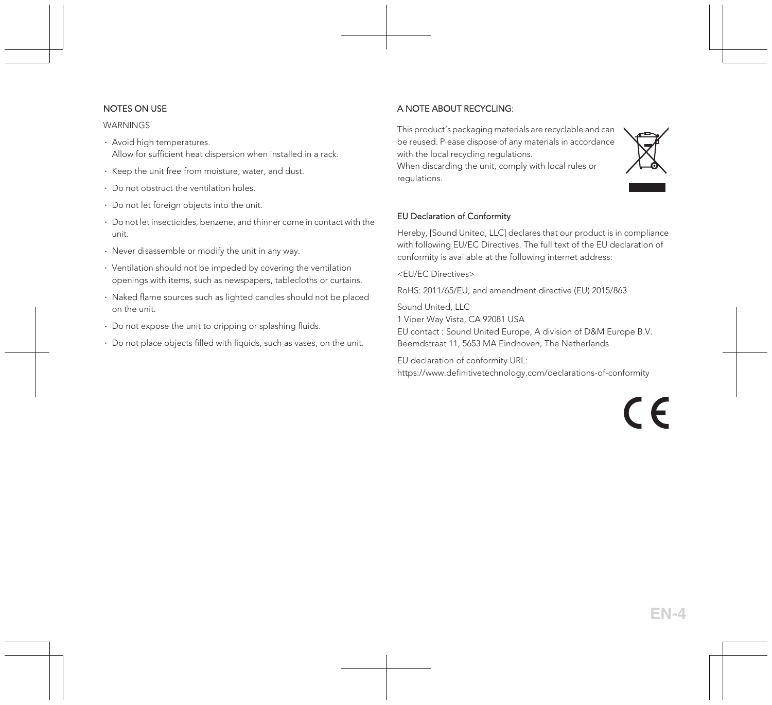## NOTES ON USE

### WARNINGS

- Avoid high temperatures.
  Allow for sufficient heat dispersion when installed in a rack.
- Keep the unit free from moisture, water, and dust.
- Do not obstruct the ventilation holes.
- Do not let foreign objects into the unit.
- Do not let insecticides, benzene, and thinner come in contact with the unit.
- Never disassemble or modify the unit in any way.
- Ventilation should not be impeded by covering the ventilation openings with items, such as newspapers, tablecloths or curtains.
- Naked flame sources such as lighted candles should not be placed on the unit.
- Do not expose the unit to dripping or splashing fluids.
- Do not place objects filled with liquids, such as vases, on the unit.

## A NOTE ABOUT RECYCLING:

This product's packaging materials are recyclable and can be reused. Please dispose of any materials in accordance with the local recycling regulations.
When discarding the unit, comply with local rules or regulations.

### EU Declaration of Conformity

Hereby, [Sound United, LLC] declares that our product is in compliance with following EU/EC Directives. The full text of the EU declaration of conformity is available at the following internet address:

<EU/EC Directives>

RoHS: 2011/65/EU, and amendment directive (EU) 2015/863

Sound United, LLC
1 Viper Way Vista, CA 92081 USA
EU contact : Sound United Europe, A division of D&M Europe B.V.
Beemdstraat 11, 5653 MA Eindhoven, The Netherlands

EU declaration of conformity URL:
https://www.definitivetechnology.com/declarations-of-conformity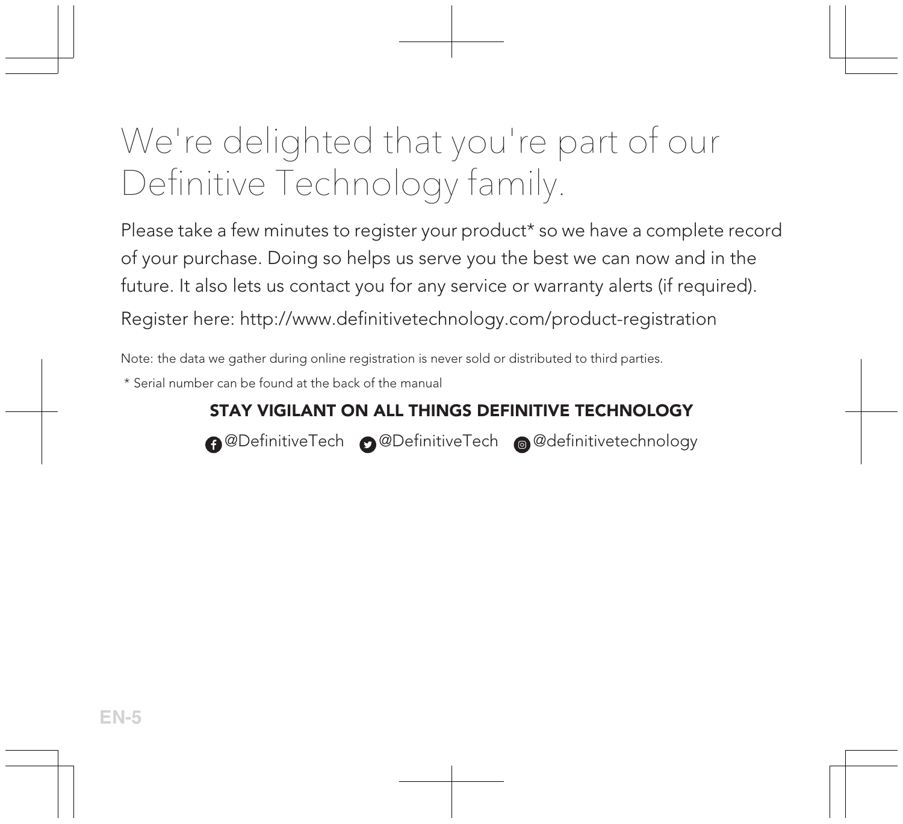# We're delighted that you're part of our Definitive Technology family.

Please take a few minutes to register your product* so we have a complete record of your purchase. Doing so helps us serve you the best we can now and in the future. It also lets us contact you for any service or warranty alerts (if required).

Register here: http://www.definitivetechnology.com/product-registration

Note: the data we gather during online registration is never sold or distributed to third parties.

* Serial number can be found at the back of the manual

**STAY VIGILANT ON ALL THINGS DEFINITIVE TECHNOLOGY**

@DefinitiveTech @DefinitiveTech @definitivetechnology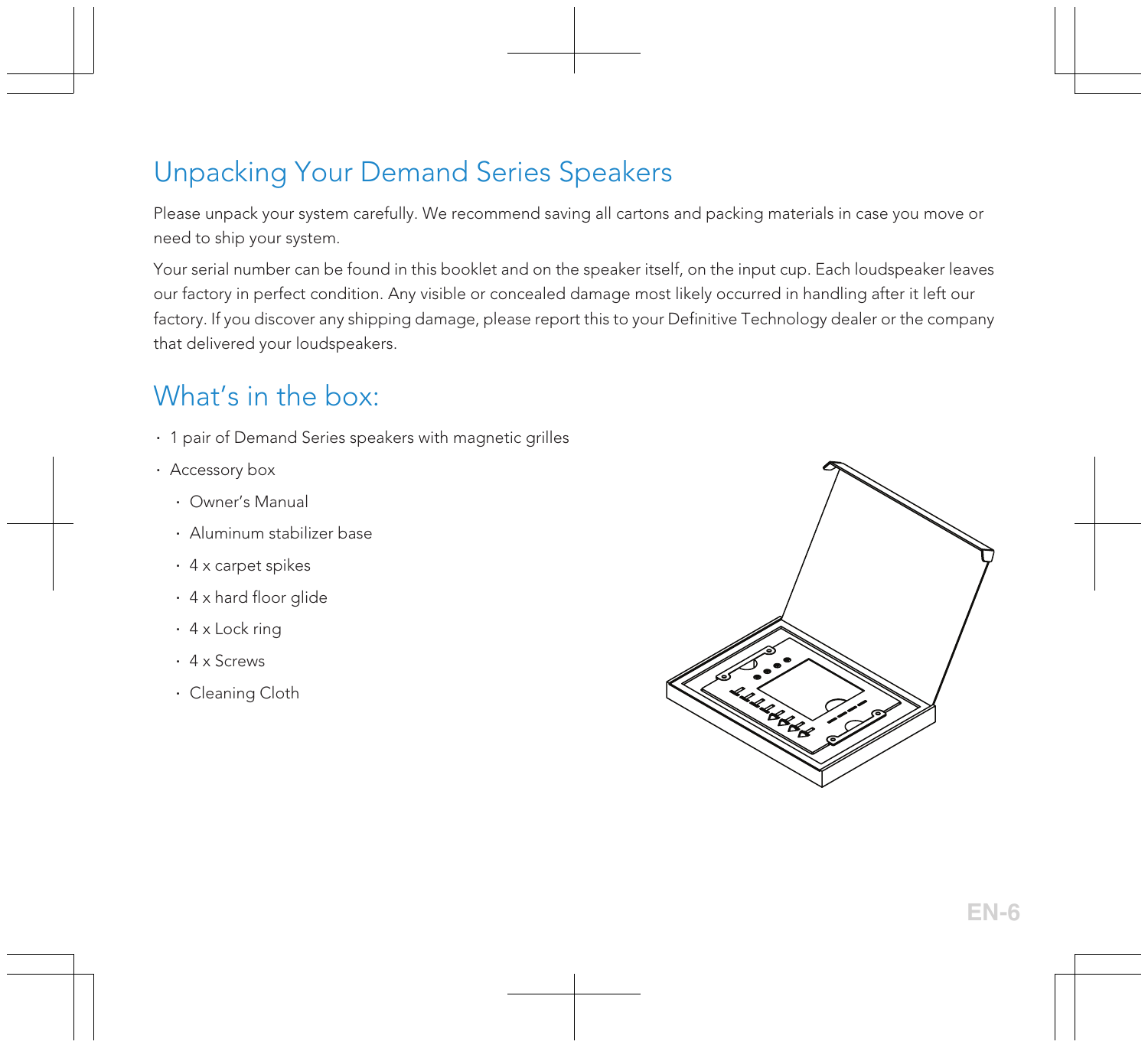# Unpacking Your Demand Series Speakers

Please unpack your system carefully. We recommend saving all cartons and packing materials in case you move or need to ship your system.

Your serial number can be found in this booklet and on the speaker itself, on the input cup. Each loudspeaker leaves our factory in perfect condition. Any visible or concealed damage most likely occurred in handling after it left our factory. If you discover any shipping damage, please report this to your Definitive Technology dealer or the company that delivered your loudspeakers.

## What's in the box:

- 1 pair of Demand Series speakers with magnetic grilles
- Accessory box
  - Owner's Manual
  - Aluminum stabilizer base
  - 4 x carpet spikes
  - 4 x hard floor glide
  - 4 x Lock ring
  - 4 x Screws
  - Cleaning Cloth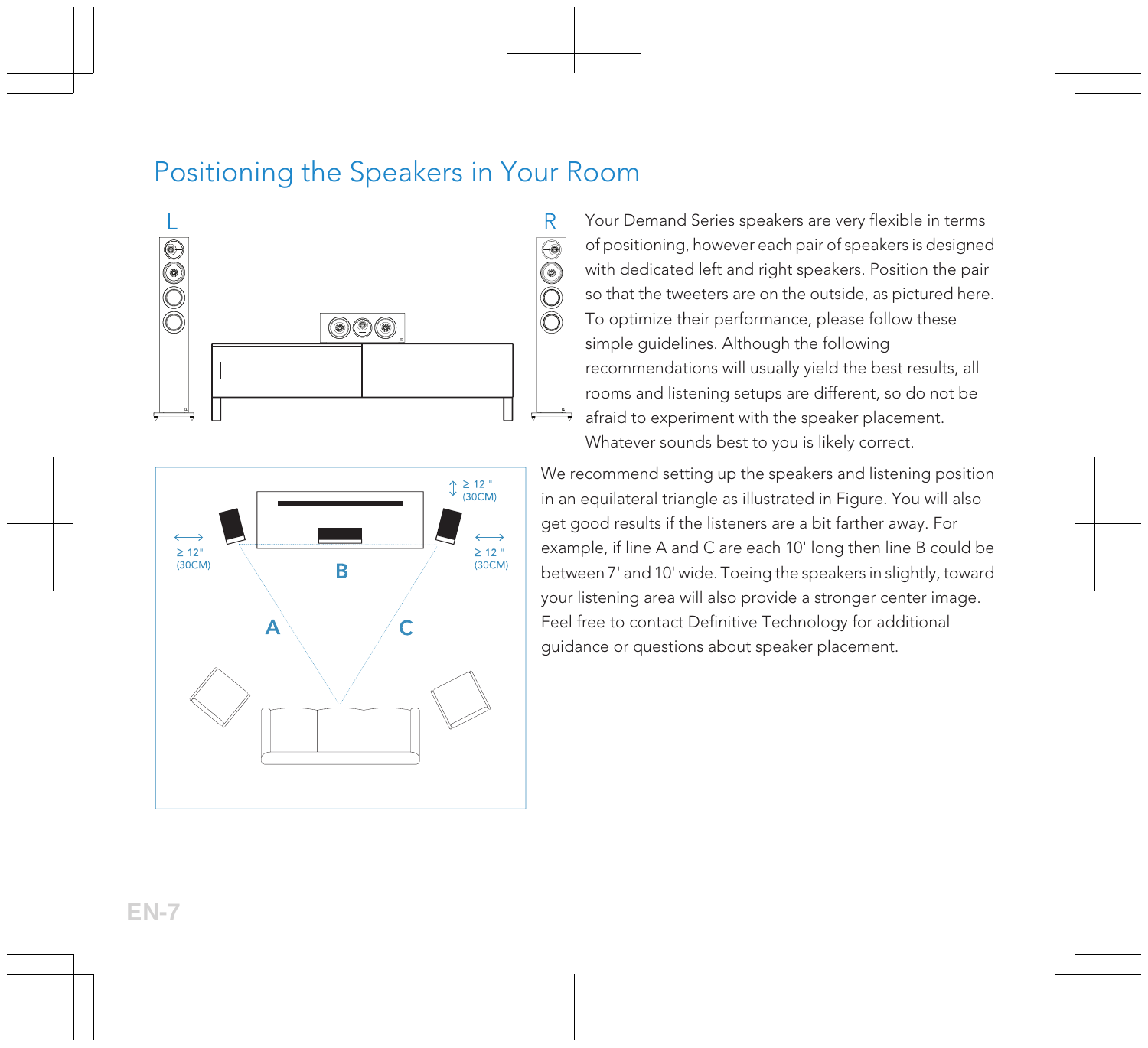# Positioning the Speakers in Your Room

Your Demand Series speakers are very flexible in terms of positioning, however each pair of speakers is designed with dedicated left and right speakers. Position the pair so that the tweeters are on the outside, as pictured here. To optimize their performance, please follow these simple guidelines. Although the following recommendations will usually yield the best results, all rooms and listening setups are different, so do not be afraid to experiment with the speaker placement. Whatever sounds best to you is likely correct.

We recommend setting up the speakers and listening position in an equilateral triangle as illustrated in Figure. You will also get good results if the listeners are a bit farther away. For example, if line A and C are each 10' long then line B could be between 7' and 10' wide. Toeing the speakers in slightly, toward your listening area will also provide a stronger center image. Feel free to contact Definitive Technology for additional guidance or questions about speaker placement.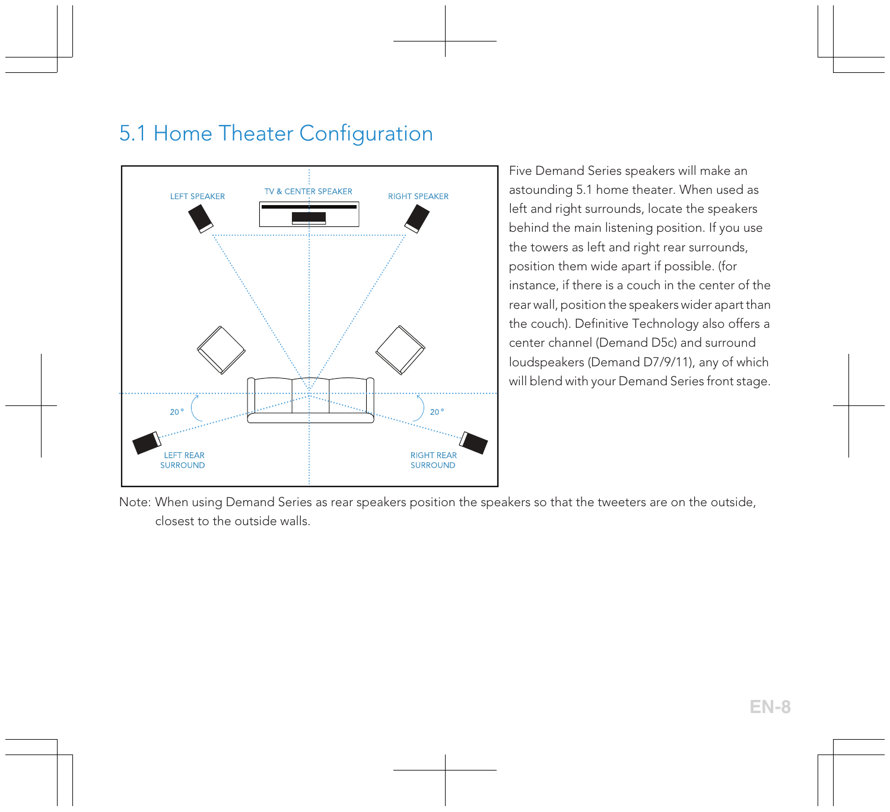# 5.1 Home Theater Configuration

LEFT SPEAKER

TV & CENTER SPEAKER

RIGHT SPEAKER

20°

20°

LEFT REAR SURROUND

RIGHT REAR SURROUND

Five Demand Series speakers will make an astounding 5.1 home theater. When used as left and right surrounds, locate the speakers behind the main listening position. If you use the towers as left and right rear surrounds, position them wide apart if possible. (for instance, if there is a couch in the center of the rear wall, position the speakers wider apart than the couch). Definitive Technology also offers a center channel (Demand D5c) and surround loudspeakers (Demand D7/9/11), any of which will blend with your Demand Series front stage.

Note: When using Demand Series as rear speakers position the speakers so that the tweeters are on the outside, closest to the outside walls.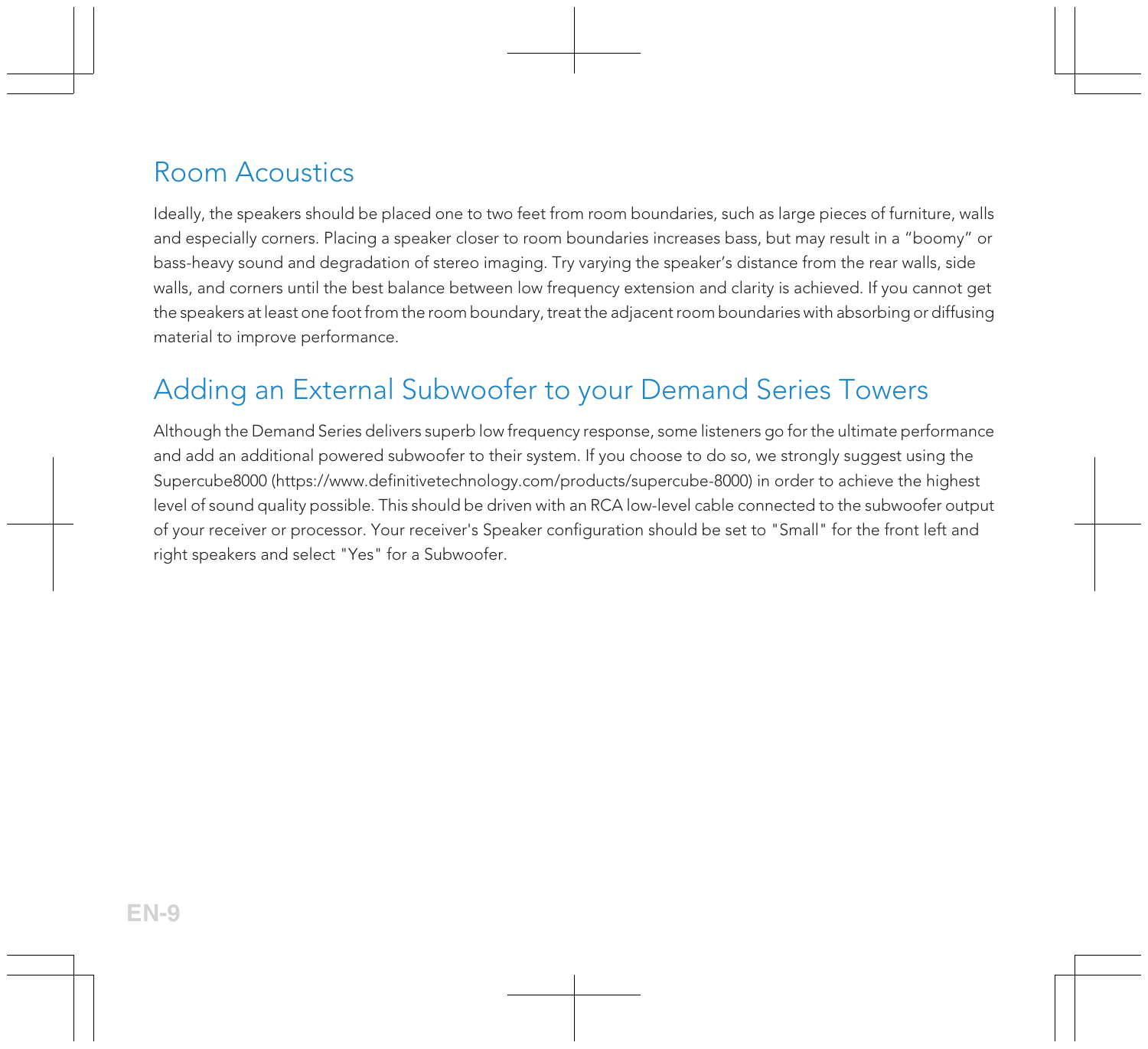## Room Acoustics

Ideally, the speakers should be placed one to two feet from room boundaries, such as large pieces of furniture, walls and especially corners. Placing a speaker closer to room boundaries increases bass, but may result in a "boomy" or bass-heavy sound and degradation of stereo imaging. Try varying the speaker's distance from the rear walls, side walls, and corners until the best balance between low frequency extension and clarity is achieved. If you cannot get the speakers at least one foot from the room boundary, treat the adjacent room boundaries with absorbing or diffusing material to improve performance.

## Adding an External Subwoofer to your Demand Series Towers

Although the Demand Series delivers superb low frequency response, some listeners go for the ultimate performance and add an additional powered subwoofer to their system. If you choose to do so, we strongly suggest using the Supercube8000 (https://www.definitivetechnology.com/products/supercube-8000) in order to achieve the highest level of sound quality possible. This should be driven with an RCA low-level cable connected to the subwoofer output of your receiver or processor. Your receiver's Speaker configuration should be set to "Small" for the front left and right speakers and select "Yes" for a Subwoofer.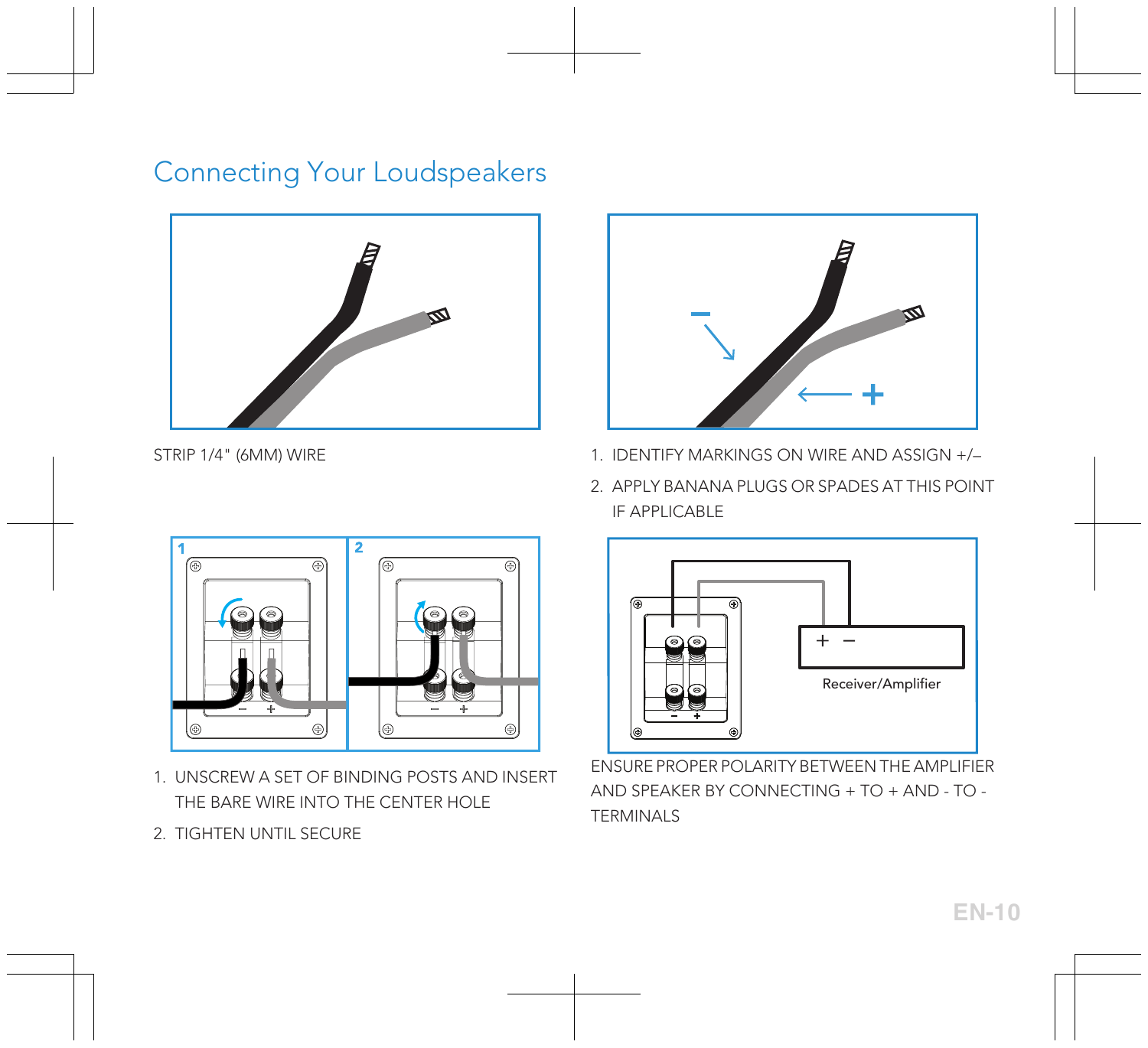# Connecting Your Loudspeakers

STRIP 1/4" (6MM) WIRE

1. IDENTIFY MARKINGS ON WIRE AND ASSIGN +/–
2. APPLY BANANA PLUGS OR SPADES AT THIS POINT IF APPLICABLE

1. UNSCREW A SET OF BINDING POSTS AND INSERT THE BARE WIRE INTO THE CENTER HOLE
2. TIGHTEN UNTIL SECURE

ENSURE PROPER POLARITY BETWEEN THE AMPLIFIER AND SPEAKER BY CONNECTING + TO + AND - TO - TERMINALS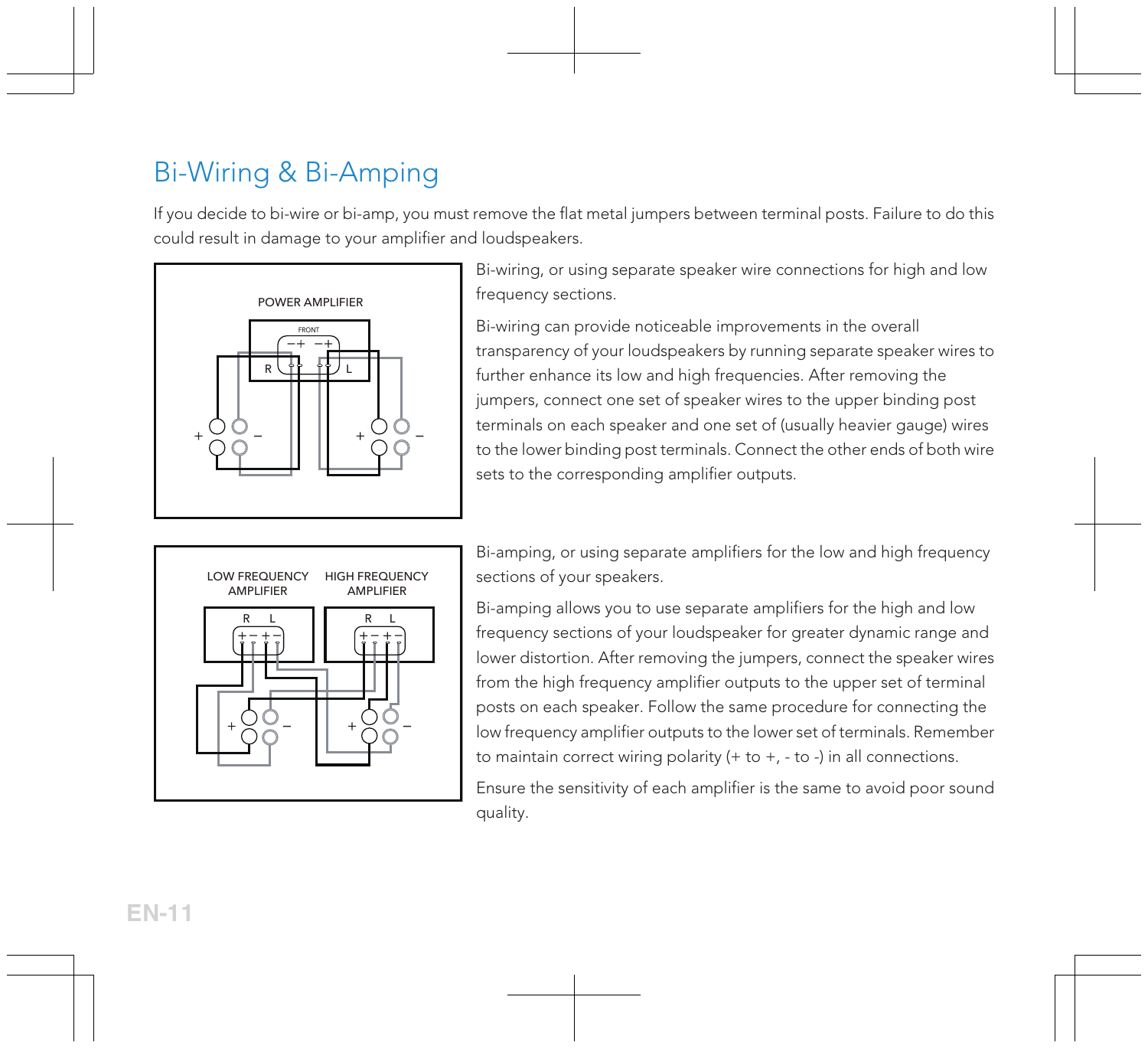# Bi-Wiring & Bi-Amping

If you decide to bi-wire or bi-amp, you must remove the flat metal jumpers between terminal posts. Failure to do this could result in damage to your amplifier and loudspeakers.

Bi-wiring, or using separate speaker wire connections for high and low frequency sections.

Bi-wiring can provide noticeable improvements in the overall transparency of your loudspeakers by running separate speaker wires to further enhance its low and high frequencies. After removing the jumpers, connect one set of speaker wires to the upper binding post terminals on each speaker and one set of (usually heavier gauge) wires to the lower binding post terminals. Connect the other ends of both wire sets to the corresponding amplifier outputs.

Bi-amping, or using separate amplifiers for the low and high frequency sections of your speakers.

Bi-amping allows you to use separate amplifiers for the high and low frequency sections of your loudspeaker for greater dynamic range and lower distortion. After removing the jumpers, connect the speaker wires from the high frequency amplifier outputs to the upper set of terminal posts on each speaker. Follow the same procedure for connecting the low frequency amplifier outputs to the lower set of terminals. Remember to maintain correct wiring polarity (+ to +, - to -) in all connections.

Ensure the sensitivity of each amplifier is the same to avoid poor sound quality.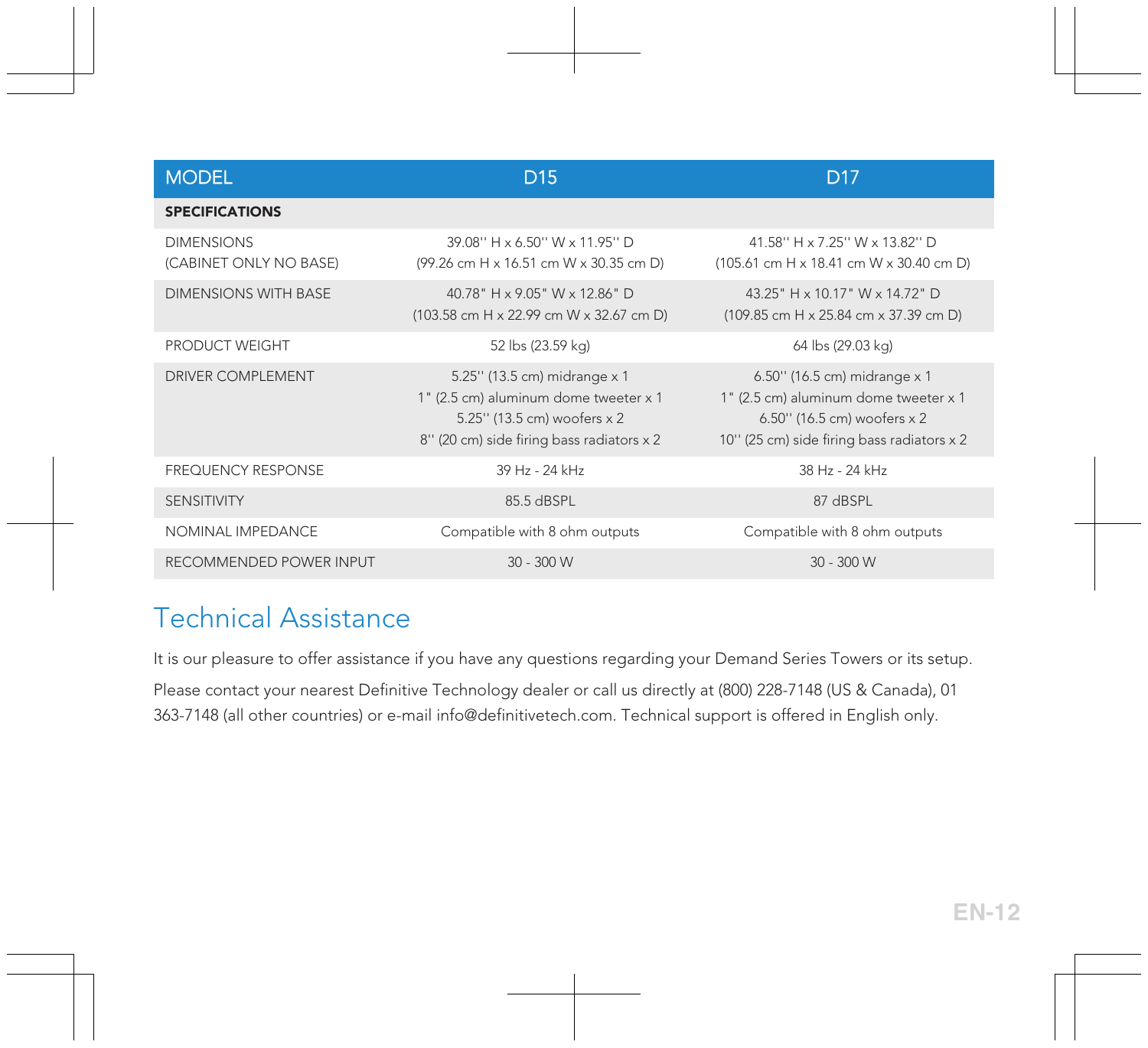| MODEL | D15 | D17 |
|---|---|---|
| **SPECIFICATIONS** | | |
| DIMENSIONS (CABINET ONLY NO BASE) | 39.08'' H x 6.50'' W x 11.95'' D (99.26 cm H x 16.51 cm W x 30.35 cm D) | 41.58'' H x 7.25'' W x 13.82'' D (105.61 cm H x 18.41 cm W x 30.40 cm D) |
| DIMENSIONS WITH BASE | 40.78" H x 9.05" W x 12.86" D (103.58 cm H x 22.99 cm W x 32.67 cm D) | 43.25" H x 10.17" W x 14.72" D (109.85 cm H x 25.84 cm x 37.39 cm D) |
| PRODUCT WEIGHT | 52 lbs (23.59 kg) | 64 lbs (29.03 kg) |
| DRIVER COMPLEMENT | 5.25'' (13.5 cm) midrange x 1<br>1" (2.5 cm) aluminum dome tweeter x 1<br>5.25'' (13.5 cm) woofers x 2<br>8'' (20 cm) side firing bass radiators x 2 | 6.50'' (16.5 cm) midrange x 1<br>1" (2.5 cm) aluminum dome tweeter x 1<br>6.50'' (16.5 cm) woofers x 2<br>10'' (25 cm) side firing bass radiators x 2 |
| FREQUENCY RESPONSE | 39 Hz - 24 kHz | 38 Hz - 24 kHz |
| SENSITIVITY | 85.5 dBSPL | 87 dBSPL |
| NOMINAL IMPEDANCE | Compatible with 8 ohm outputs | Compatible with 8 ohm outputs |
| RECOMMENDED POWER INPUT | 30 - 300 W | 30 - 300 W |

# Technical Assistance

It is our pleasure to offer assistance if you have any questions regarding your Demand Series Towers or its setup.

Please contact your nearest Definitive Technology dealer or call us directly at (800) 228-7148 (US & Canada), 01 363-7148 (all other countries) or e-mail info@definitivetech.com. Technical support is offered in English only.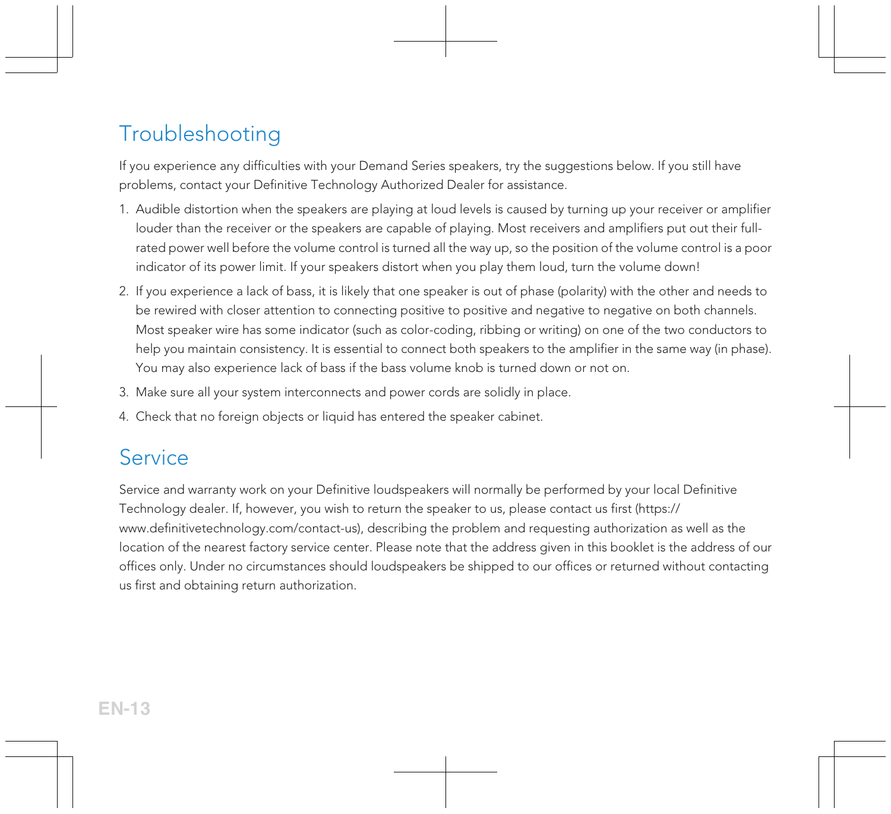# Troubleshooting

If you experience any difficulties with your Demand Series speakers, try the suggestions below. If you still have problems, contact your Definitive Technology Authorized Dealer for assistance.

1. Audible distortion when the speakers are playing at loud levels is caused by turning up your receiver or amplifier louder than the receiver or the speakers are capable of playing. Most receivers and amplifiers put out their full-rated power well before the volume control is turned all the way up, so the position of the volume control is a poor indicator of its power limit. If your speakers distort when you play them loud, turn the volume down!
2. If you experience a lack of bass, it is likely that one speaker is out of phase (polarity) with the other and needs to be rewired with closer attention to connecting positive to positive and negative to negative on both channels. Most speaker wire has some indicator (such as color-coding, ribbing or writing) on one of the two conductors to help you maintain consistency. It is essential to connect both speakers to the amplifier in the same way (in phase). You may also experience lack of bass if the bass volume knob is turned down or not on.
3. Make sure all your system interconnects and power cords are solidly in place.
4. Check that no foreign objects or liquid has entered the speaker cabinet.

# Service

Service and warranty work on your Definitive loudspeakers will normally be performed by your local Definitive Technology dealer. If, however, you wish to return the speaker to us, please contact us first (https://www.definitivetechnology.com/contact-us), describing the problem and requesting authorization as well as the location of the nearest factory service center. Please note that the address given in this booklet is the address of our offices only. Under no circumstances should loudspeakers be shipped to our offices or returned without contacting us first and obtaining return authorization.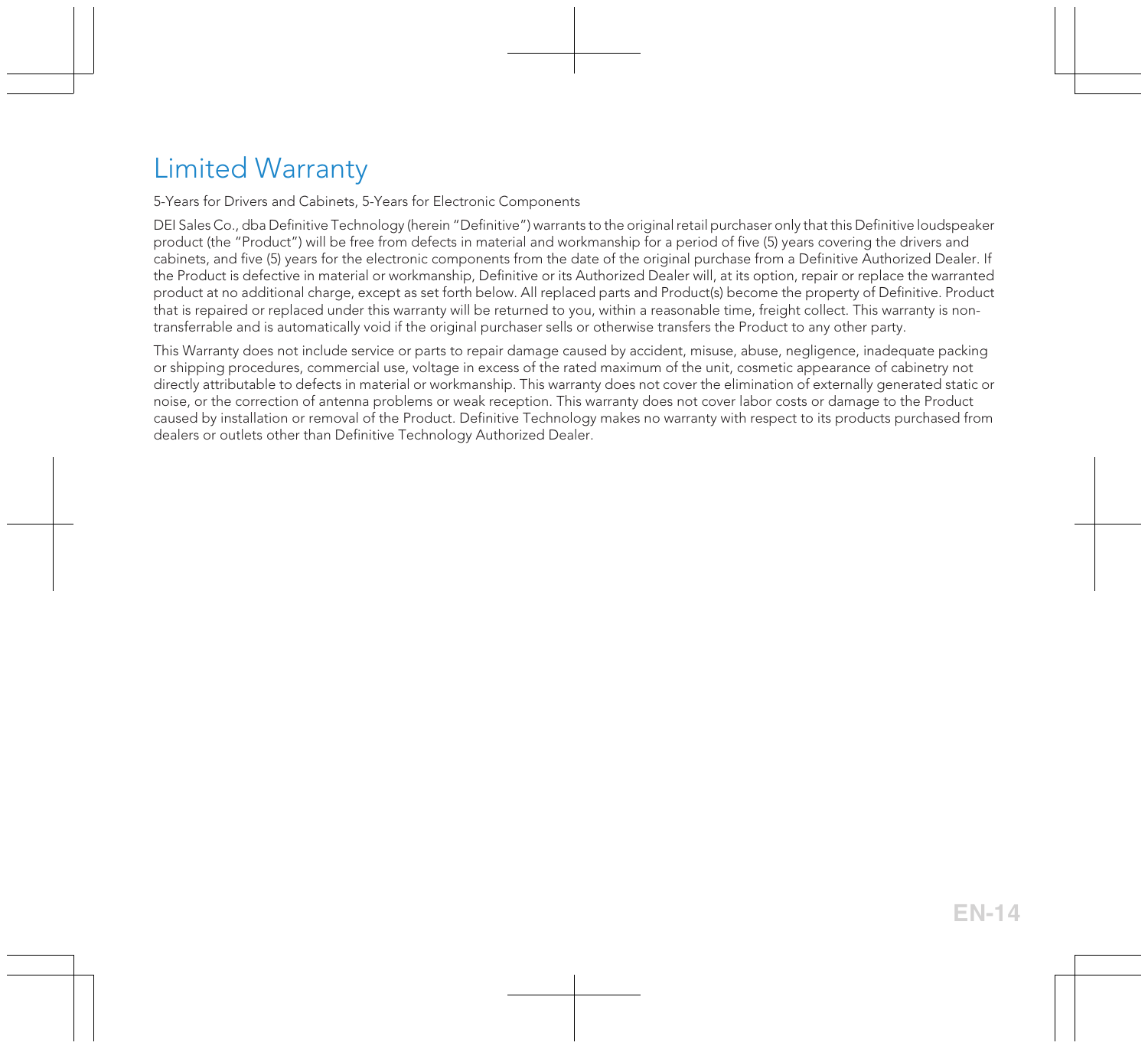# Limited Warranty

5-Years for Drivers and Cabinets, 5-Years for Electronic Components

DEI Sales Co., dba Definitive Technology (herein "Definitive") warrants to the original retail purchaser only that this Definitive loudspeaker product (the "Product") will be free from defects in material and workmanship for a period of five (5) years covering the drivers and cabinets, and five (5) years for the electronic components from the date of the original purchase from a Definitive Authorized Dealer. If the Product is defective in material or workmanship, Definitive or its Authorized Dealer will, at its option, repair or replace the warranted product at no additional charge, except as set forth below. All replaced parts and Product(s) become the property of Definitive. Product that is repaired or replaced under this warranty will be returned to you, within a reasonable time, freight collect. This warranty is non-transferrable and is automatically void if the original purchaser sells or otherwise transfers the Product to any other party.

This Warranty does not include service or parts to repair damage caused by accident, misuse, abuse, negligence, inadequate packing or shipping procedures, commercial use, voltage in excess of the rated maximum of the unit, cosmetic appearance of cabinetry not directly attributable to defects in material or workmanship. This warranty does not cover the elimination of externally generated static or noise, or the correction of antenna problems or weak reception. This warranty does not cover labor costs or damage to the Product caused by installation or removal of the Product. Definitive Technology makes no warranty with respect to its products purchased from dealers or outlets other than Definitive Technology Authorized Dealer.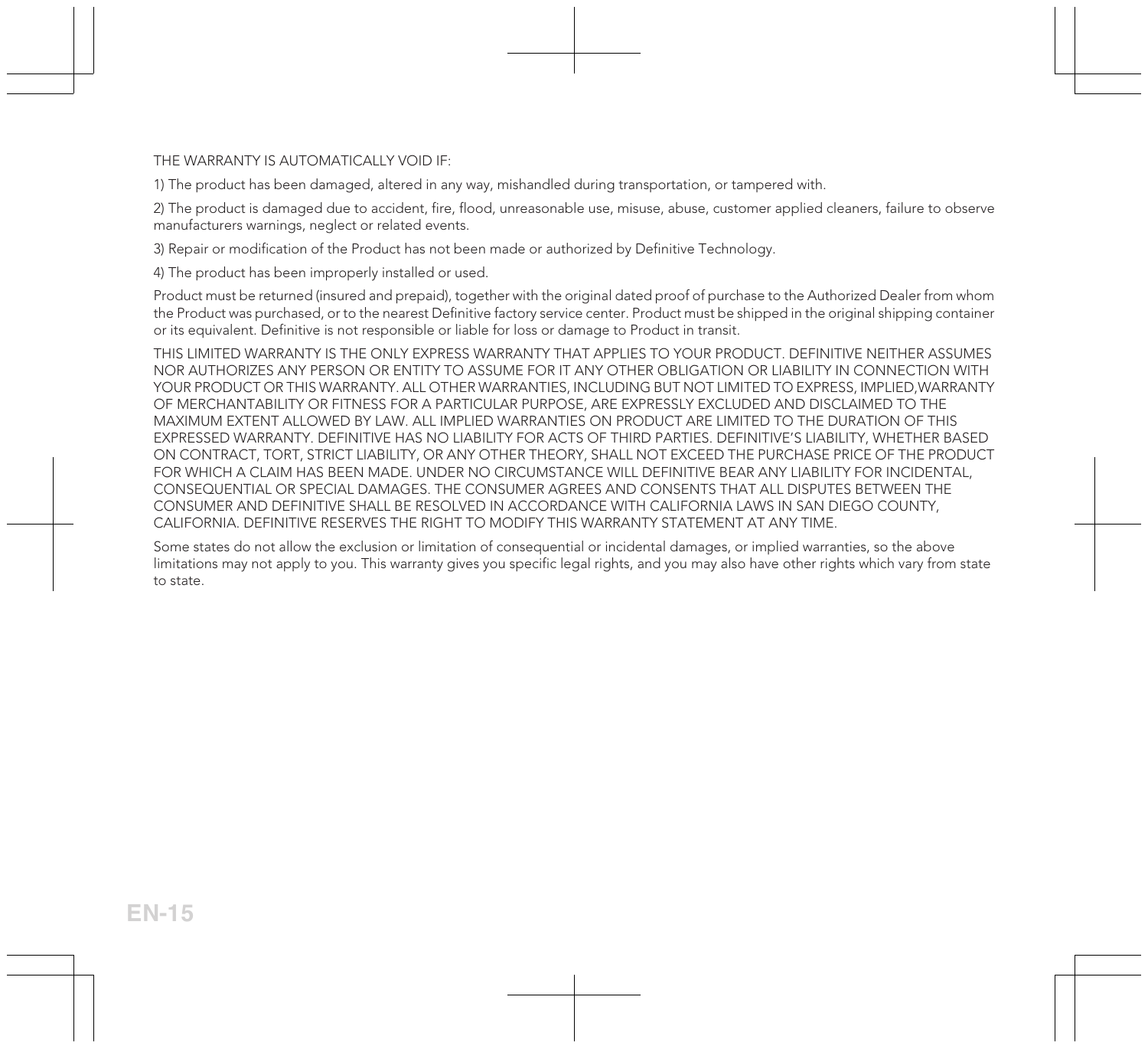THE WARRANTY IS AUTOMATICALLY VOID IF:

1) The product has been damaged, altered in any way, mishandled during transportation, or tampered with.

2) The product is damaged due to accident, fire, flood, unreasonable use, misuse, abuse, customer applied cleaners, failure to observe manufacturers warnings, neglect or related events.

3) Repair or modification of the Product has not been made or authorized by Definitive Technology.

4) The product has been improperly installed or used.

Product must be returned (insured and prepaid), together with the original dated proof of purchase to the Authorized Dealer from whom the Product was purchased, or to the nearest Definitive factory service center. Product must be shipped in the original shipping container or its equivalent. Definitive is not responsible or liable for loss or damage to Product in transit.

THIS LIMITED WARRANTY IS THE ONLY EXPRESS WARRANTY THAT APPLIES TO YOUR PRODUCT. DEFINITIVE NEITHER ASSUMES NOR AUTHORIZES ANY PERSON OR ENTITY TO ASSUME FOR IT ANY OTHER OBLIGATION OR LIABILITY IN CONNECTION WITH YOUR PRODUCT OR THIS WARRANTY. ALL OTHER WARRANTIES, INCLUDING BUT NOT LIMITED TO EXPRESS, IMPLIED,WARRANTY OF MERCHANTABILITY OR FITNESS FOR A PARTICULAR PURPOSE, ARE EXPRESSLY EXCLUDED AND DISCLAIMED TO THE MAXIMUM EXTENT ALLOWED BY LAW. ALL IMPLIED WARRANTIES ON PRODUCT ARE LIMITED TO THE DURATION OF THIS EXPRESSED WARRANTY. DEFINITIVE HAS NO LIABILITY FOR ACTS OF THIRD PARTIES. DEFINITIVE'S LIABILITY, WHETHER BASED ON CONTRACT, TORT, STRICT LIABILITY, OR ANY OTHER THEORY, SHALL NOT EXCEED THE PURCHASE PRICE OF THE PRODUCT FOR WHICH A CLAIM HAS BEEN MADE. UNDER NO CIRCUMSTANCE WILL DEFINITIVE BEAR ANY LIABILITY FOR INCIDENTAL, CONSEQUENTIAL OR SPECIAL DAMAGES. THE CONSUMER AGREES AND CONSENTS THAT ALL DISPUTES BETWEEN THE CONSUMER AND DEFINITIVE SHALL BE RESOLVED IN ACCORDANCE WITH CALIFORNIA LAWS IN SAN DIEGO COUNTY, CALIFORNIA. DEFINITIVE RESERVES THE RIGHT TO MODIFY THIS WARRANTY STATEMENT AT ANY TIME.

Some states do not allow the exclusion or limitation of consequential or incidental damages, or implied warranties, so the above limitations may not apply to you. This warranty gives you specific legal rights, and you may also have other rights which vary from state to state.